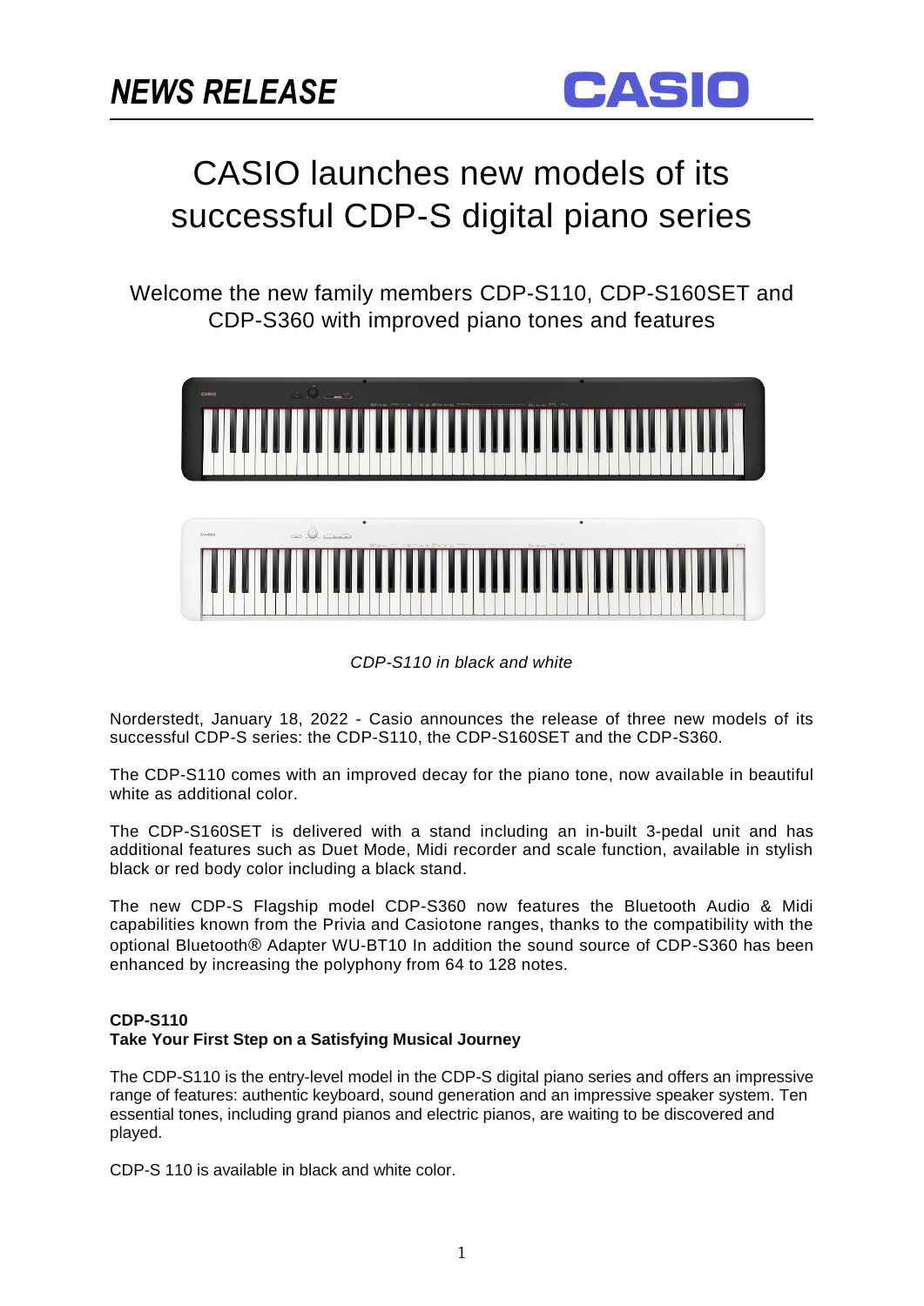NEWS RELEASE

CASIO

# CASIO launches new models of its successful CDP-S digital piano series

## Welcome the new family members CDP-S110, CDP-S160SET and CDP-S360 with improved piano tones and features

*CDP-S110 in black and white*

Norderstedt, January 18, 2022 - Casio announces the release of three new models of its successful CDP-S series: the CDP-S110, the CDP-S160SET and the CDP-S360.

The CDP-S110 comes with an improved decay for the piano tone, now available in beautiful white as additional color.

The CDP-S160SET is delivered with a stand including an in-built 3-pedal unit and has additional features such as Duet Mode, Midi recorder and scale function, available in stylish black or red body color including a black stand.

The new CDP-S Flagship model CDP-S360 now features the Bluetooth Audio & Midi capabilities known from the Privia and Casiotone ranges, thanks to the compatibility with the optional Bluetooth® Adapter WU-BT10 In addition the sound source of CDP-S360 has been enhanced by increasing the polyphony from 64 to 128 notes.

**CDP-S110**
**Take Your First Step on a Satisfying Musical Journey**

The CDP-S110 is the entry-level model in the CDP-S digital piano series and offers an impressive range of features: authentic keyboard, sound generation and an impressive speaker system. Ten essential tones, including grand pianos and electric pianos, are waiting to be discovered and played.

CDP-S 110 is available in black and white color.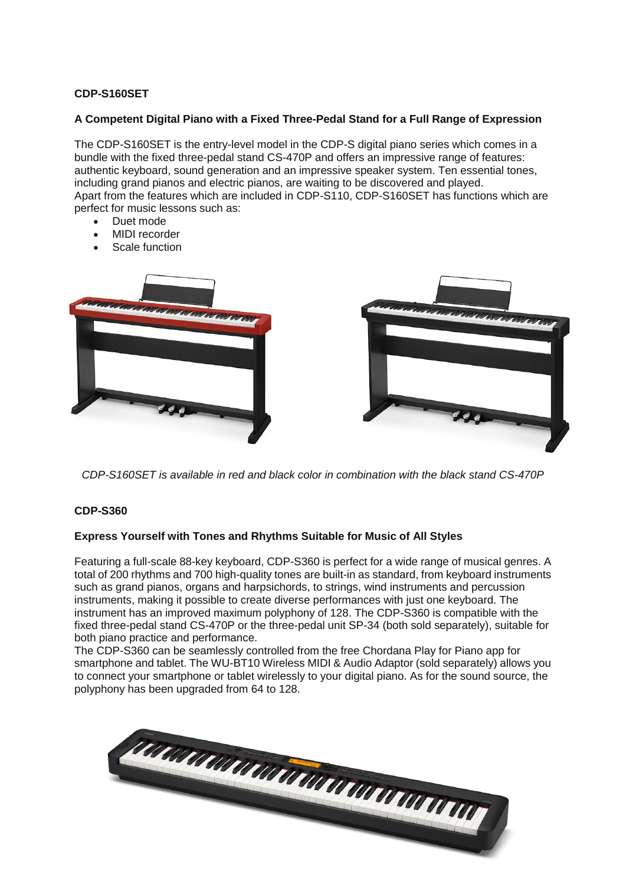**CDP-S160SET**

**A Competent Digital Piano with a Fixed Three-Pedal Stand for a Full Range of Expression**

The CDP-S160SET is the entry-level model in the CDP-S digital piano series which comes in a bundle with the fixed three-pedal stand CS-470P and offers an impressive range of features: authentic keyboard, sound generation and an impressive speaker system. Ten essential tones, including grand pianos and electric pianos, are waiting to be discovered and played.
Apart from the features which are included in CDP-S110, CDP-S160SET has functions which are perfect for music lessons such as:

- Duet mode
- MIDI recorder
- Scale function

*CDP-S160SET is available in red and black color in combination with the black stand CS-470P*

**CDP-S360**

**Express Yourself with Tones and Rhythms Suitable for Music of All Styles**

Featuring a full-scale 88-key keyboard, CDP-S360 is perfect for a wide range of musical genres. A total of 200 rhythms and 700 high-quality tones are built-in as standard, from keyboard instruments such as grand pianos, organs and harpsichords, to strings, wind instruments and percussion instruments, making it possible to create diverse performances with just one keyboard. The instrument has an improved maximum polyphony of 128. The CDP-S360 is compatible with the fixed three-pedal stand CS-470P or the three-pedal unit SP-34 (both sold separately), suitable for both piano practice and performance.
The CDP-S360 can be seamlessly controlled from the free Chordana Play for Piano app for smartphone and tablet. The WU-BT10 Wireless MIDI & Audio Adaptor (sold separately) allows you to connect your smartphone or tablet wirelessly to your digital piano. As for the sound source, the polyphony has been upgraded from 64 to 128.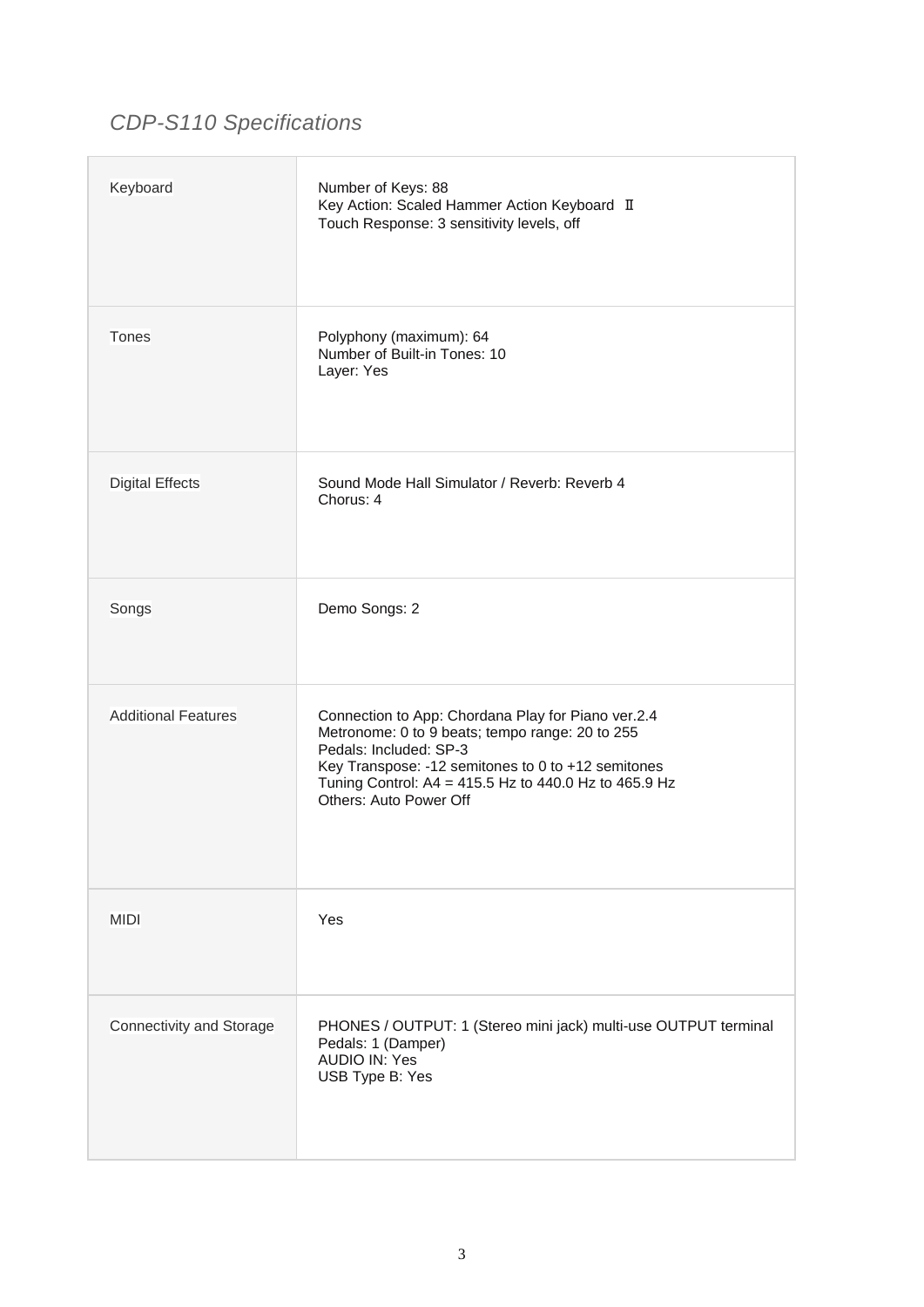*CDP-S110 Specifications*

| Keyboard | Number of Keys: 88<br>Key Action: Scaled Hammer Action Keyboard Ⅱ<br>Touch Response: 3 sensitivity levels, off |
|---|---|
| Tones | Polyphony (maximum): 64<br>Number of Built-in Tones: 10<br>Layer: Yes |
| Digital Effects | Sound Mode Hall Simulator / Reverb: Reverb 4<br>Chorus: 4 |
| Songs | Demo Songs: 2 |
| Additional Features | Connection to App: Chordana Play for Piano ver.2.4<br>Metronome: 0 to 9 beats; tempo range: 20 to 255<br>Pedals: Included: SP-3<br>Key Transpose: -12 semitones to 0 to +12 semitones<br>Tuning Control: A4 = 415.5 Hz to 440.0 Hz to 465.9 Hz<br>Others: Auto Power Off |
| MIDI | Yes |
| Connectivity and Storage | PHONES / OUTPUT: 1 (Stereo mini jack) multi-use OUTPUT terminal<br>Pedals: 1 (Damper)<br>AUDIO IN: Yes<br>USB Type B: Yes |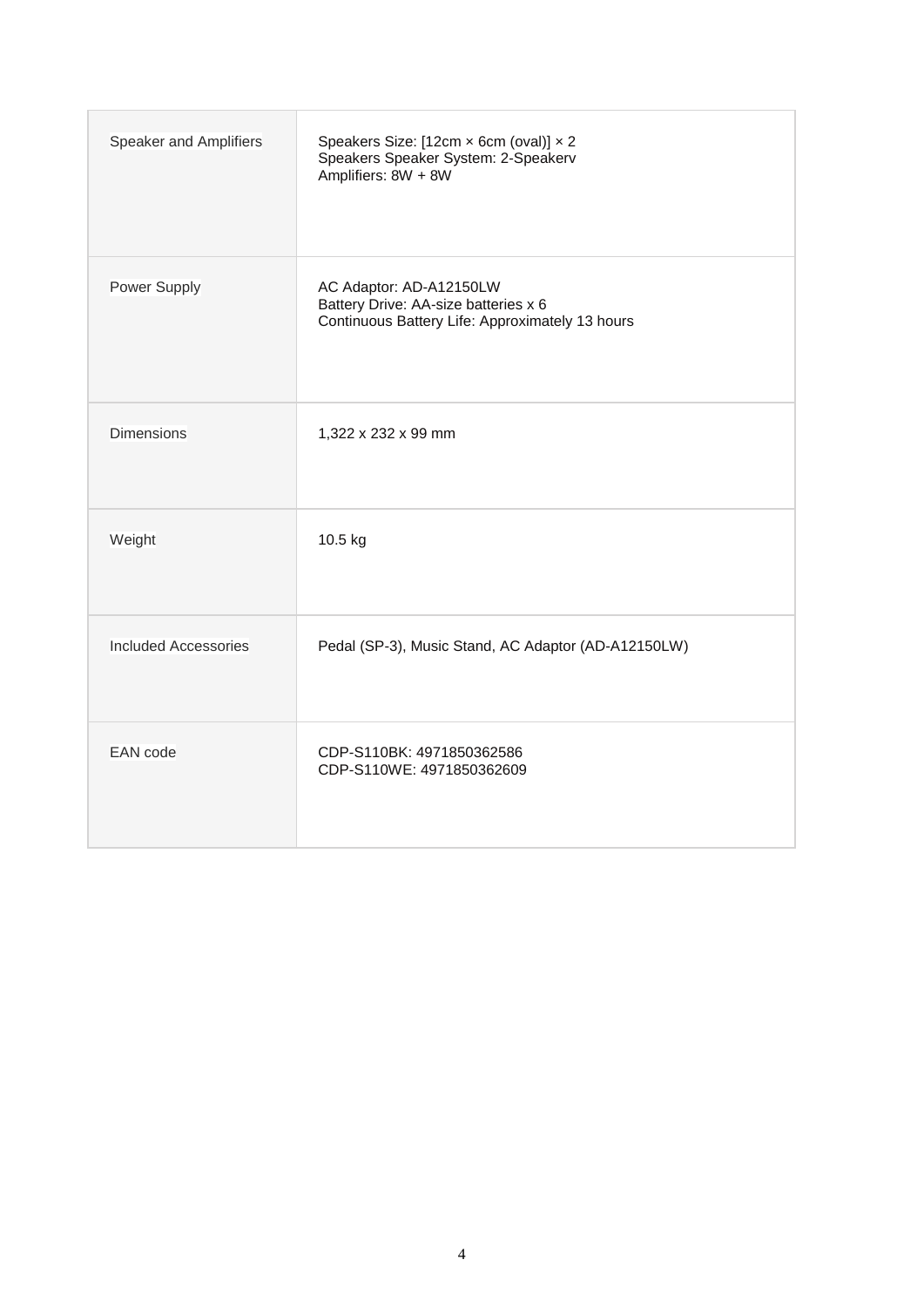| | |
|---|---|
| Speaker and Amplifiers | Speakers Size: [12cm × 6cm (oval)] × 2<br>Speakers Speaker System: 2-Speakerv<br>Amplifiers: 8W + 8W |
| Power Supply | AC Adaptor: AD-A12150LW<br>Battery Drive: AA-size batteries x 6<br>Continuous Battery Life: Approximately 13 hours |
| Dimensions | 1,322 x 232 x 99 mm |
| Weight | 10.5 kg |
| Included Accessories | Pedal (SP-3), Music Stand, AC Adaptor (AD-A12150LW) |
| EAN code | CDP-S110BK: 4971850362586<br>CDP-S110WE: 4971850362609 |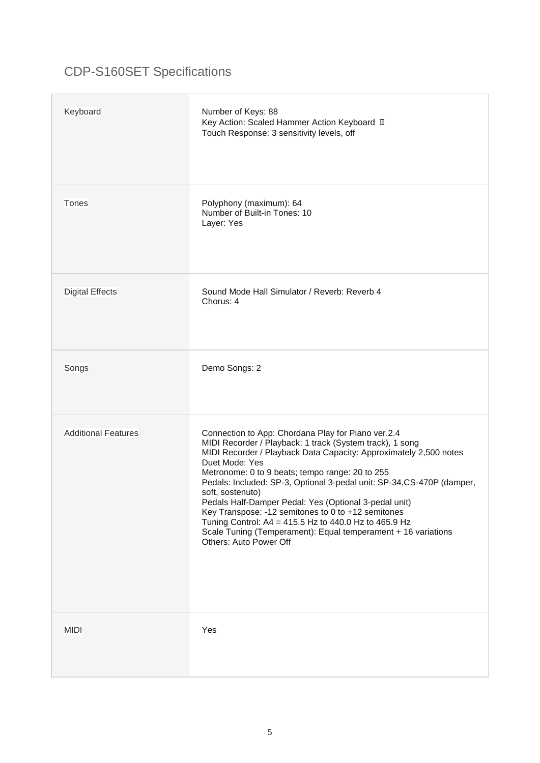# CDP-S160SET Specifications

| | |
|---|---|
| Keyboard | Number of Keys: 88<br>Key Action: Scaled Hammer Action Keyboard Ⅱ<br>Touch Response: 3 sensitivity levels, off |
| Tones | Polyphony (maximum): 64<br>Number of Built-in Tones: 10<br>Layer: Yes |
| Digital Effects | Sound Mode Hall Simulator / Reverb: Reverb 4<br>Chorus: 4 |
| Songs | Demo Songs: 2 |
| Additional Features | Connection to App: Chordana Play for Piano ver.2.4<br>MIDI Recorder / Playback: 1 track (System track), 1 song<br>MIDI Recorder / Playback Data Capacity: Approximately 2,500 notes<br>Duet Mode: Yes<br>Metronome: 0 to 9 beats; tempo range: 20 to 255<br>Pedals: Included: SP-3, Optional 3-pedal unit: SP-34,CS-470P (damper, soft, sostenuto)<br>Pedals Half-Damper Pedal: Yes (Optional 3-pedal unit)<br>Key Transpose: -12 semitones to 0 to +12 semitones<br>Tuning Control: A4 = 415.5 Hz to 440.0 Hz to 465.9 Hz<br>Scale Tuning (Temperament): Equal temperament + 16 variations<br>Others: Auto Power Off |
| MIDI | Yes |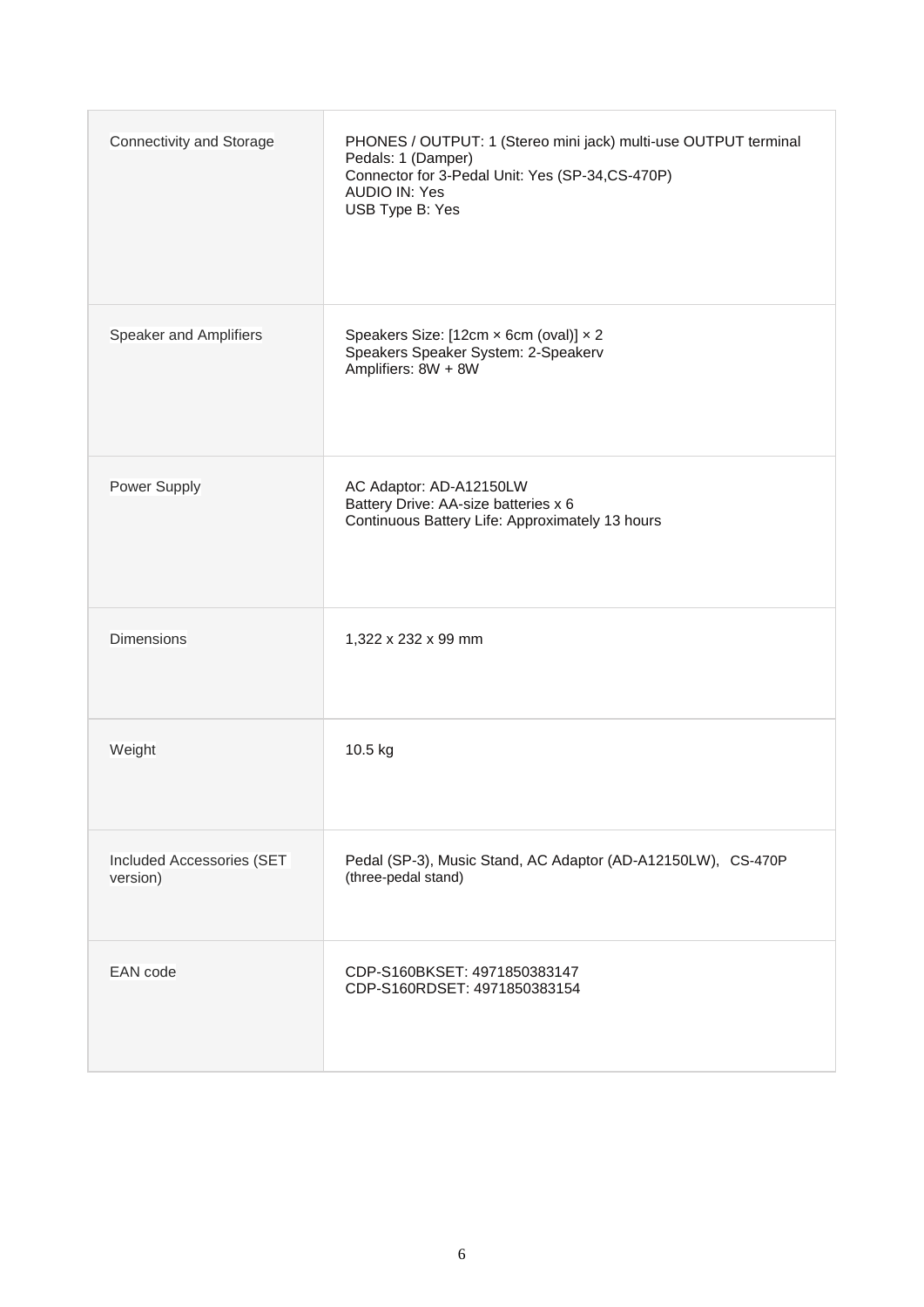| | |
|---|---|
| Connectivity and Storage | PHONES / OUTPUT: 1 (Stereo mini jack) multi-use OUTPUT terminal<br>Pedals: 1 (Damper)<br>Connector for 3-Pedal Unit: Yes (SP-34,CS-470P)<br>AUDIO IN: Yes<br>USB Type B: Yes |
| Speaker and Amplifiers | Speakers Size: [12cm × 6cm (oval)] × 2<br>Speakers Speaker System: 2-Speakerv<br>Amplifiers: 8W + 8W |
| Power Supply | AC Adaptor: AD-A12150LW<br>Battery Drive: AA-size batteries x 6<br>Continuous Battery Life: Approximately 13 hours |
| Dimensions | 1,322 x 232 x 99 mm |
| Weight | 10.5 kg |
| Included Accessories (SET version) | Pedal (SP-3), Music Stand, AC Adaptor (AD-A12150LW), CS-470P (three-pedal stand) |
| EAN code | CDP-S160BKSET: 4971850383147<br>CDP-S160RDSET: 4971850383154 |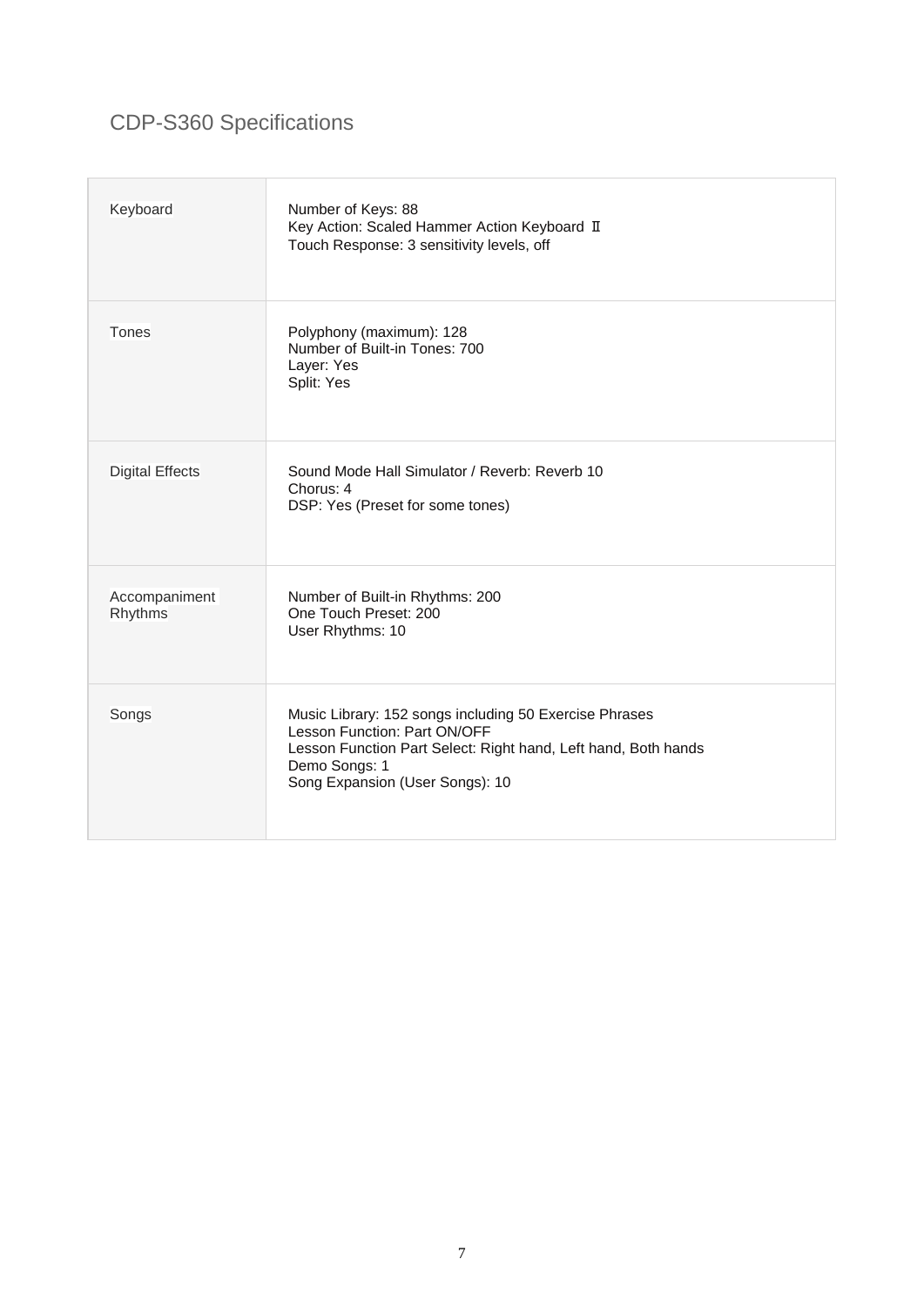# CDP-S360 Specifications

| | |
|---|---|
| Keyboard | Number of Keys: 88<br>Key Action: Scaled Hammer Action Keyboard Ⅱ<br>Touch Response: 3 sensitivity levels, off |
| Tones | Polyphony (maximum): 128<br>Number of Built-in Tones: 700<br>Layer: Yes<br>Split: Yes |
| Digital Effects | Sound Mode Hall Simulator / Reverb: Reverb 10<br>Chorus: 4<br>DSP: Yes (Preset for some tones) |
| Accompaniment Rhythms | Number of Built-in Rhythms: 200<br>One Touch Preset: 200<br>User Rhythms: 10 |
| Songs | Music Library: 152 songs including 50 Exercise Phrases<br>Lesson Function: Part ON/OFF<br>Lesson Function Part Select: Right hand, Left hand, Both hands<br>Demo Songs: 1<br>Song Expansion (User Songs): 10 |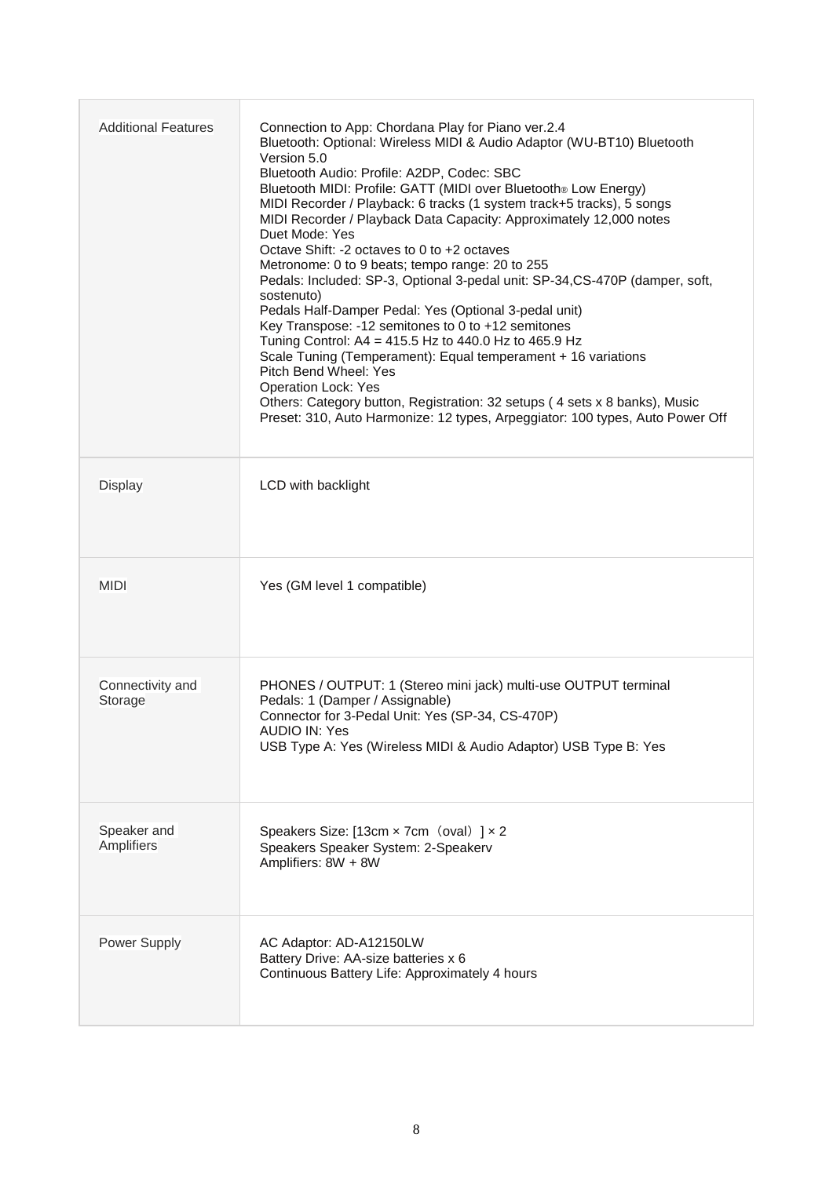| | |
|---|---|
| Additional Features | Connection to App: Chordana Play for Piano ver.2.4<br>Bluetooth: Optional: Wireless MIDI & Audio Adaptor (WU-BT10) Bluetooth Version 5.0<br>Bluetooth Audio: Profile: A2DP, Codec: SBC<br>Bluetooth MIDI: Profile: GATT (MIDI over Bluetooth® Low Energy)<br>MIDI Recorder / Playback: 6 tracks (1 system track+5 tracks), 5 songs<br>MIDI Recorder / Playback Data Capacity: Approximately 12,000 notes<br>Duet Mode: Yes<br>Octave Shift: -2 octaves to 0 to +2 octaves<br>Metronome: 0 to 9 beats; tempo range: 20 to 255<br>Pedals: Included: SP-3, Optional 3-pedal unit: SP-34,CS-470P (damper, soft, sostenuto)<br>Pedals Half-Damper Pedal: Yes (Optional 3-pedal unit)<br>Key Transpose: -12 semitones to 0 to +12 semitones<br>Tuning Control: A4 = 415.5 Hz to 440.0 Hz to 465.9 Hz<br>Scale Tuning (Temperament): Equal temperament + 16 variations<br>Pitch Bend Wheel: Yes<br>Operation Lock: Yes<br>Others: Category button, Registration: 32 setups ( 4 sets x 8 banks), Music Preset: 310, Auto Harmonize: 12 types, Arpeggiator: 100 types, Auto Power Off |
| Display | LCD with backlight |
| MIDI | Yes (GM level 1 compatible) |
| Connectivity and Storage | PHONES / OUTPUT: 1 (Stereo mini jack) multi-use OUTPUT terminal<br>Pedals: 1 (Damper / Assignable)<br>Connector for 3-Pedal Unit: Yes (SP-34, CS-470P)<br>AUDIO IN: Yes<br>USB Type A: Yes (Wireless MIDI & Audio Adaptor) USB Type B: Yes |
| Speaker and Amplifiers | Speakers Size: [13cm × 7cm（oval）] × 2<br>Speakers Speaker System: 2-Speakerv<br>Amplifiers: 8W + 8W |
| Power Supply | AC Adaptor: AD-A12150LW<br>Battery Drive: AA-size batteries x 6<br>Continuous Battery Life: Approximately 4 hours |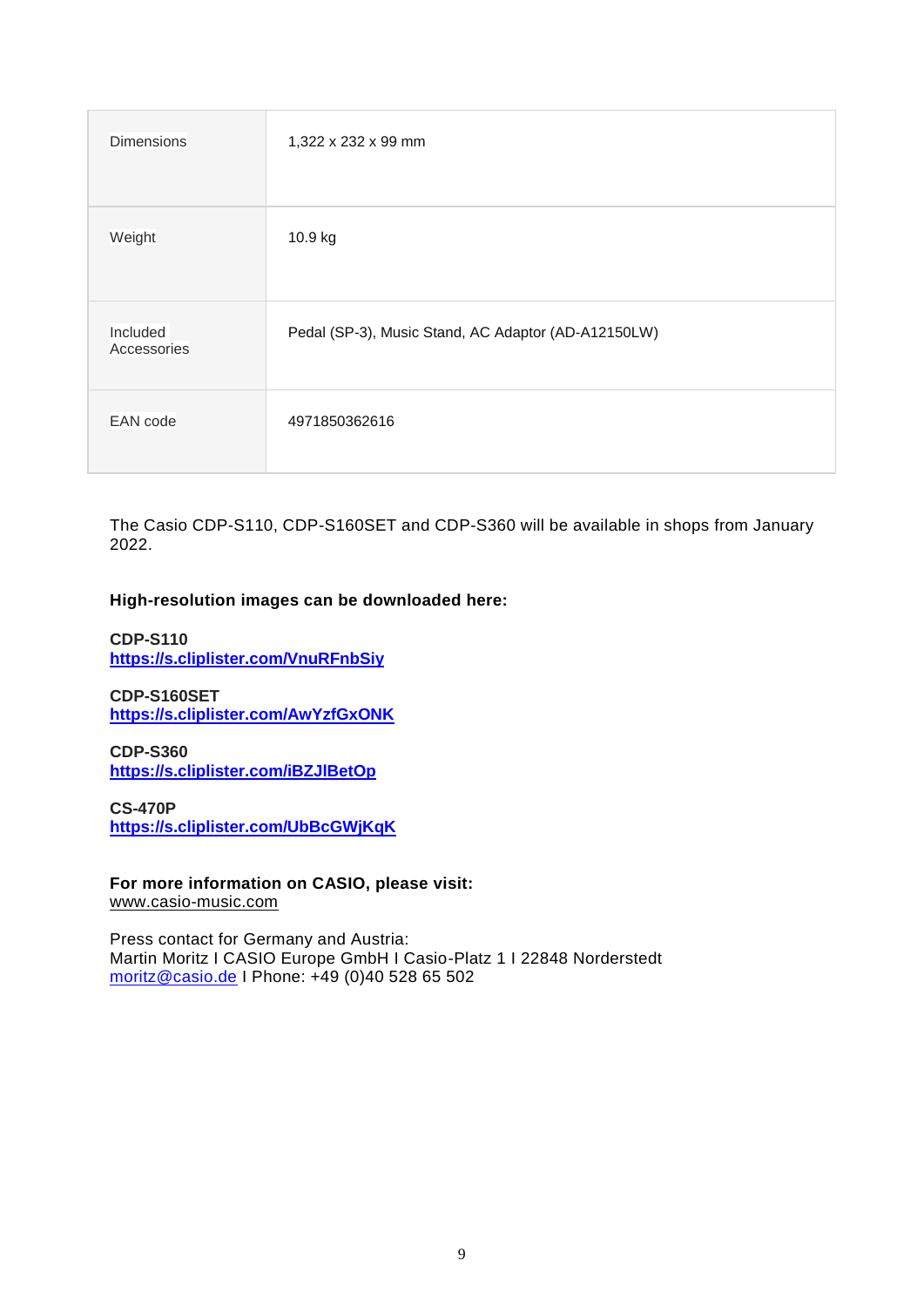| | |
|---|---|
| Dimensions | 1,322 x 232 x 99 mm |
| Weight | 10.9 kg |
| Included Accessories | Pedal (SP-3), Music Stand, AC Adaptor (AD-A12150LW) |
| EAN code | 4971850362616 |

The Casio CDP-S110, CDP-S160SET and CDP-S360 will be available in shops from January 2022.

**High-resolution images can be downloaded here:**

**CDP-S110**
**https://s.cliplister.com/VnuRFnbSiy**

**CDP-S160SET**
**https://s.cliplister.com/AwYzfGxONK**

**CDP-S360**
**https://s.cliplister.com/iBZJlBetOp**

**CS-470P**
**https://s.cliplister.com/UbBcGWjKqK**

**For more information on CASIO, please visit:**
www.casio-music.com

Press contact for Germany and Austria:
Martin Moritz I CASIO Europe GmbH I Casio-Platz 1 I 22848 Norderstedt
moritz@casio.de I Phone: +49 (0)40 528 65 502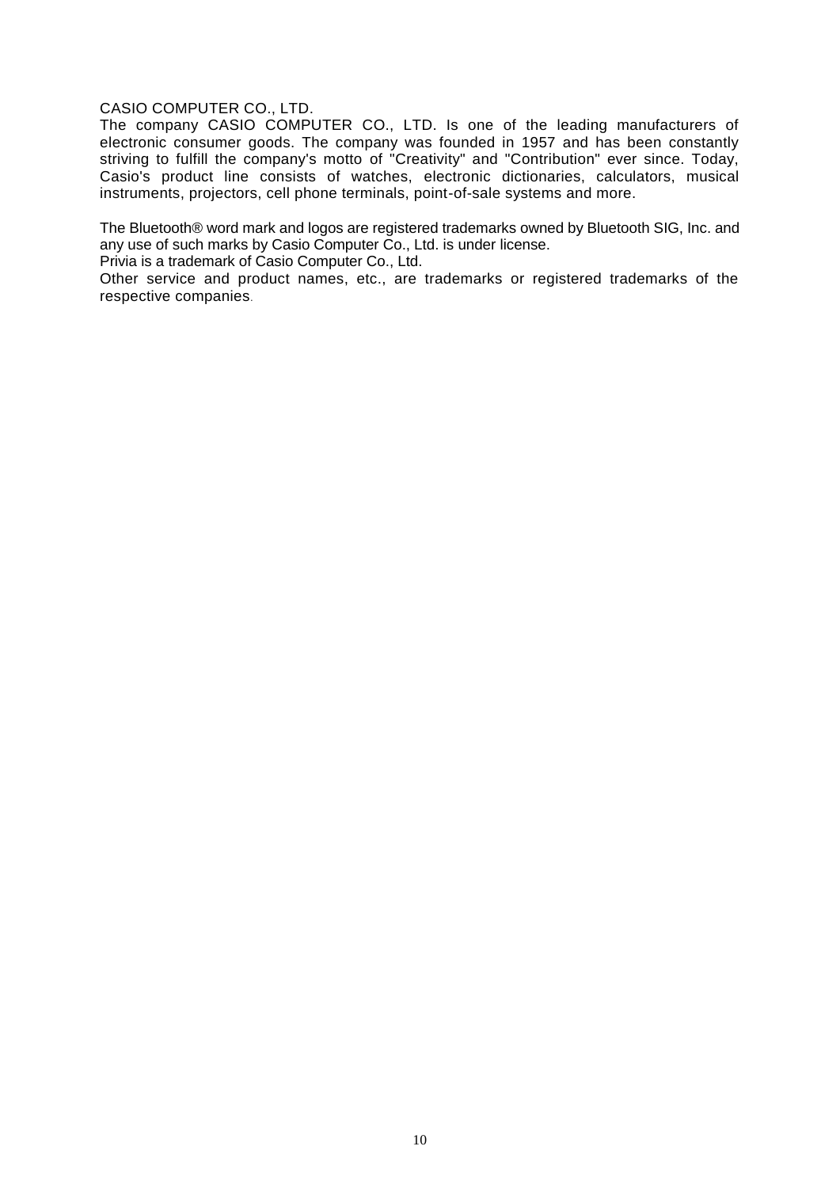CASIO COMPUTER CO., LTD.

The company CASIO COMPUTER CO., LTD. Is one of the leading manufacturers of electronic consumer goods. The company was founded in 1957 and has been constantly striving to fulfill the company's motto of "Creativity" and "Contribution" ever since. Today, Casio's product line consists of watches, electronic dictionaries, calculators, musical instruments, projectors, cell phone terminals, point-of-sale systems and more.

The Bluetooth® word mark and logos are registered trademarks owned by Bluetooth SIG, Inc. and any use of such marks by Casio Computer Co., Ltd. is under license.
Privia is a trademark of Casio Computer Co., Ltd.
Other service and product names, etc., are trademarks or registered trademarks of the respective companies.